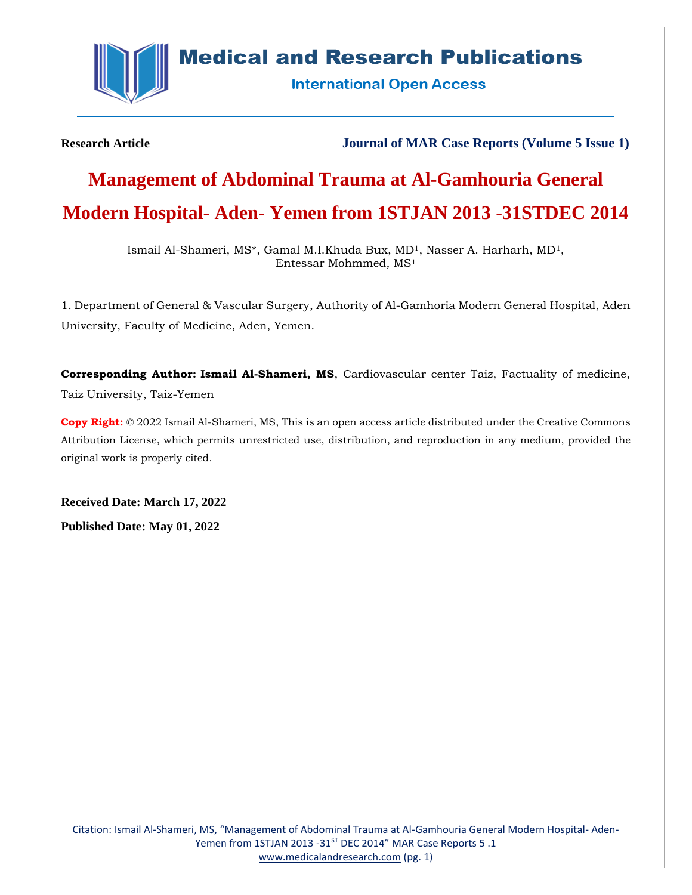**Research Article** **Journal of MAR Case Reports (Volume 5 Issue 1)**

# Management of Abdominal Trauma at Al-Gamhouria General Modern Hospital- Aden- Yemen from 1STJAN 2013 -31STDEC 2014

Ismail Al-Shameri, MS*, Gamal M.I.Khuda Bux, MD[1], Nasser A. Harharh, MD[1], Entessar Mohmmed, MS[1]

1. Department of General & Vascular Surgery, Authority of Al-Gamhoria Modern General Hospital, Aden University, Faculty of Medicine, Aden, Yemen.

**Corresponding Author: Ismail Al-Shameri, MS**, Cardiovascular center Taiz, Factuality of medicine, Taiz University, Taiz-Yemen

**Copy Right:** © 2022 Ismail Al-Shameri, MS, This is an open access article distributed under the Creative Commons Attribution License, which permits unrestricted use, distribution, and reproduction in any medium, provided the original work is properly cited.

**Received Date: March 17, 2022**

**Published Date: May 01, 2022**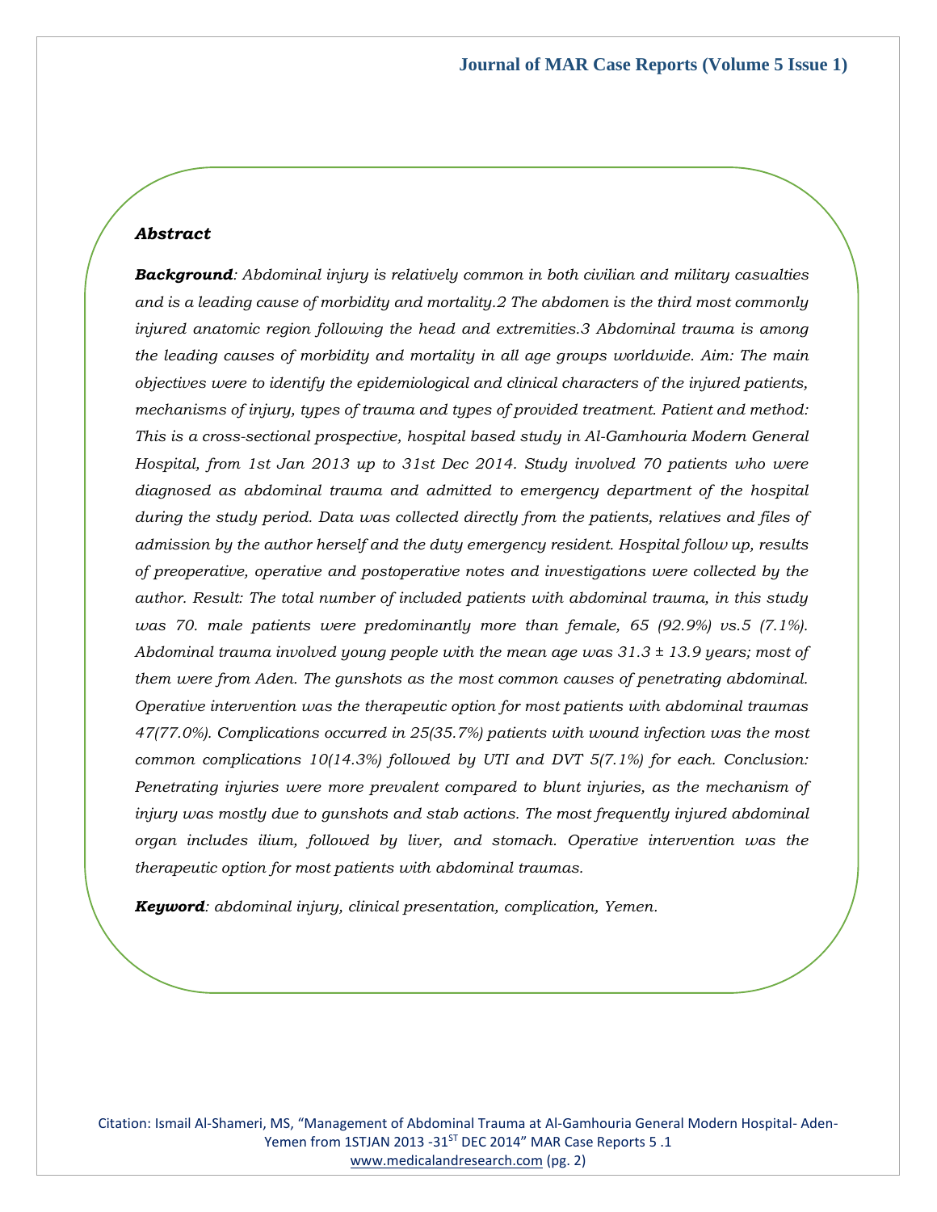### *Abstract*

***Background****: Abdominal injury is relatively common in both civilian and military casualties and is a leading cause of morbidity and mortality.2 The abdomen is the third most commonly injured anatomic region following the head and extremities.3 Abdominal trauma is among the leading causes of morbidity and mortality in all age groups worldwide. Aim: The main objectives were to identify the epidemiological and clinical characters of the injured patients, mechanisms of injury, types of trauma and types of provided treatment. Patient and method: This is a cross-sectional prospective, hospital based study in Al-Gamhouria Modern General Hospital, from 1st Jan 2013 up to 31st Dec 2014. Study involved 70 patients who were diagnosed as abdominal trauma and admitted to emergency department of the hospital during the study period. Data was collected directly from the patients, relatives and files of admission by the author herself and the duty emergency resident. Hospital follow up, results of preoperative, operative and postoperative notes and investigations were collected by the author. Result: The total number of included patients with abdominal trauma, in this study was 70. male patients were predominantly more than female, 65 (92.9%) vs.5 (7.1%). Abdominal trauma involved young people with the mean age was 31.3 ± 13.9 years; most of them were from Aden. The gunshots as the most common causes of penetrating abdominal. Operative intervention was the therapeutic option for most patients with abdominal traumas 47(77.0%). Complications occurred in 25(35.7%) patients with wound infection was the most common complications 10(14.3%) followed by UTI and DVT 5(7.1%) for each. Conclusion: Penetrating injuries were more prevalent compared to blunt injuries, as the mechanism of injury was mostly due to gunshots and stab actions. The most frequently injured abdominal organ includes ilium, followed by liver, and stomach. Operative intervention was the therapeutic option for most patients with abdominal traumas.*

***Keyword****: abdominal injury, clinical presentation, complication, Yemen.*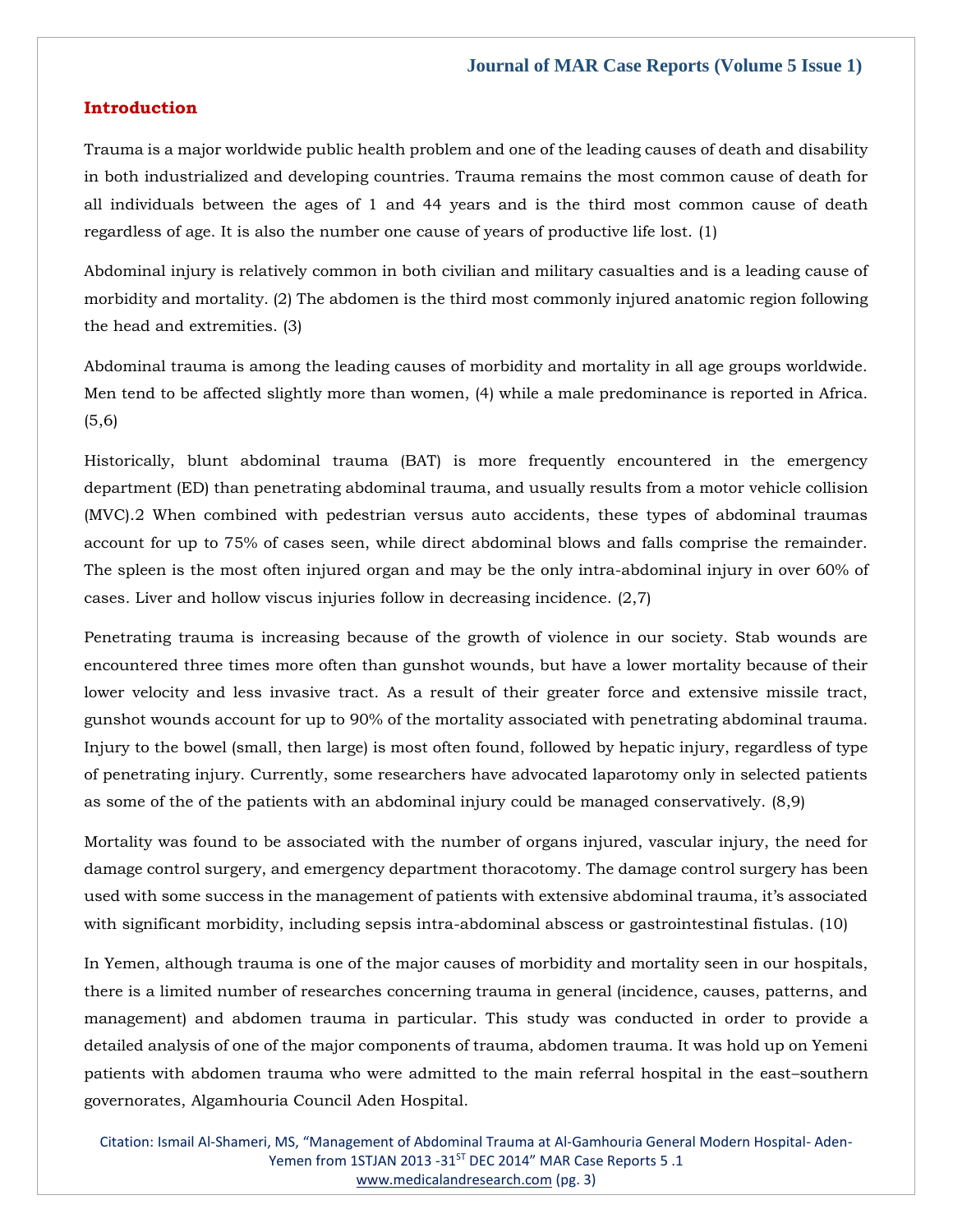## Introduction

Trauma is a major worldwide public health problem and one of the leading causes of death and disability in both industrialized and developing countries. Trauma remains the most common cause of death for all individuals between the ages of 1 and 44 years and is the third most common cause of death regardless of age. It is also the number one cause of years of productive life lost. (1)

Abdominal injury is relatively common in both civilian and military casualties and is a leading cause of morbidity and mortality. (2) The abdomen is the third most commonly injured anatomic region following the head and extremities. (3)

Abdominal trauma is among the leading causes of morbidity and mortality in all age groups worldwide. Men tend to be affected slightly more than women, (4) while a male predominance is reported in Africa. (5,6)

Historically, blunt abdominal trauma (BAT) is more frequently encountered in the emergency department (ED) than penetrating abdominal trauma, and usually results from a motor vehicle collision (MVC).2 When combined with pedestrian versus auto accidents, these types of abdominal traumas account for up to 75% of cases seen, while direct abdominal blows and falls comprise the remainder. The spleen is the most often injured organ and may be the only intra-abdominal injury in over 60% of cases. Liver and hollow viscus injuries follow in decreasing incidence. (2,7)

Penetrating trauma is increasing because of the growth of violence in our society. Stab wounds are encountered three times more often than gunshot wounds, but have a lower mortality because of their lower velocity and less invasive tract. As a result of their greater force and extensive missile tract, gunshot wounds account for up to 90% of the mortality associated with penetrating abdominal trauma. Injury to the bowel (small, then large) is most often found, followed by hepatic injury, regardless of type of penetrating injury. Currently, some researchers have advocated laparotomy only in selected patients as some of the of the patients with an abdominal injury could be managed conservatively. (8,9)

Mortality was found to be associated with the number of organs injured, vascular injury, the need for damage control surgery, and emergency department thoracotomy. The damage control surgery has been used with some success in the management of patients with extensive abdominal trauma, it's associated with significant morbidity, including sepsis intra-abdominal abscess or gastrointestinal fistulas. (10)

In Yemen, although trauma is one of the major causes of morbidity and mortality seen in our hospitals, there is a limited number of researches concerning trauma in general (incidence, causes, patterns, and management) and abdomen trauma in particular. This study was conducted in order to provide a detailed analysis of one of the major components of trauma, abdomen trauma. It was hold up on Yemeni patients with abdomen trauma who were admitted to the main referral hospital in the east–southern governorates, Algamhouria Council Aden Hospital.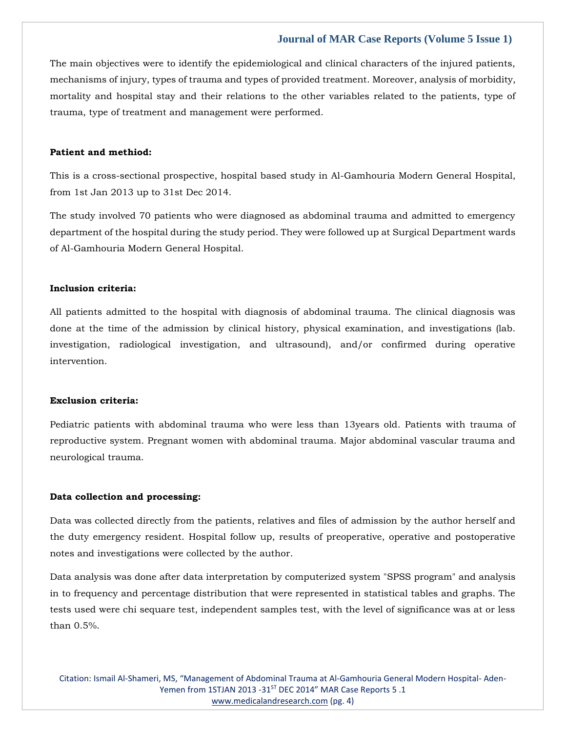The main objectives were to identify the epidemiological and clinical characters of the injured patients, mechanisms of injury, types of trauma and types of provided treatment. Moreover, analysis of morbidity, mortality and hospital stay and their relations to the other variables related to the patients, type of trauma, type of treatment and management were performed.

**Patient and methiod:**

This is a cross-sectional prospective, hospital based study in Al-Gamhouria Modern General Hospital, from 1st Jan 2013 up to 31st Dec 2014.

The study involved 70 patients who were diagnosed as abdominal trauma and admitted to emergency department of the hospital during the study period. They were followed up at Surgical Department wards of Al-Gamhouria Modern General Hospital.

**Inclusion criteria:**

All patients admitted to the hospital with diagnosis of abdominal trauma. The clinical diagnosis was done at the time of the admission by clinical history, physical examination, and investigations (lab. investigation, radiological investigation, and ultrasound), and/or confirmed during operative intervention.

**Exclusion criteria:**

Pediatric patients with abdominal trauma who were less than 13years old. Patients with trauma of reproductive system. Pregnant women with abdominal trauma. Major abdominal vascular trauma and neurological trauma.

**Data collection and processing:**

Data was collected directly from the patients, relatives and files of admission by the author herself and the duty emergency resident. Hospital follow up, results of preoperative, operative and postoperative notes and investigations were collected by the author.

Data analysis was done after data interpretation by computerized system "SPSS program" and analysis in to frequency and percentage distribution that were represented in statistical tables and graphs. The tests used were chi sequare test, independent samples test, with the level of significance was at or less than 0.5%.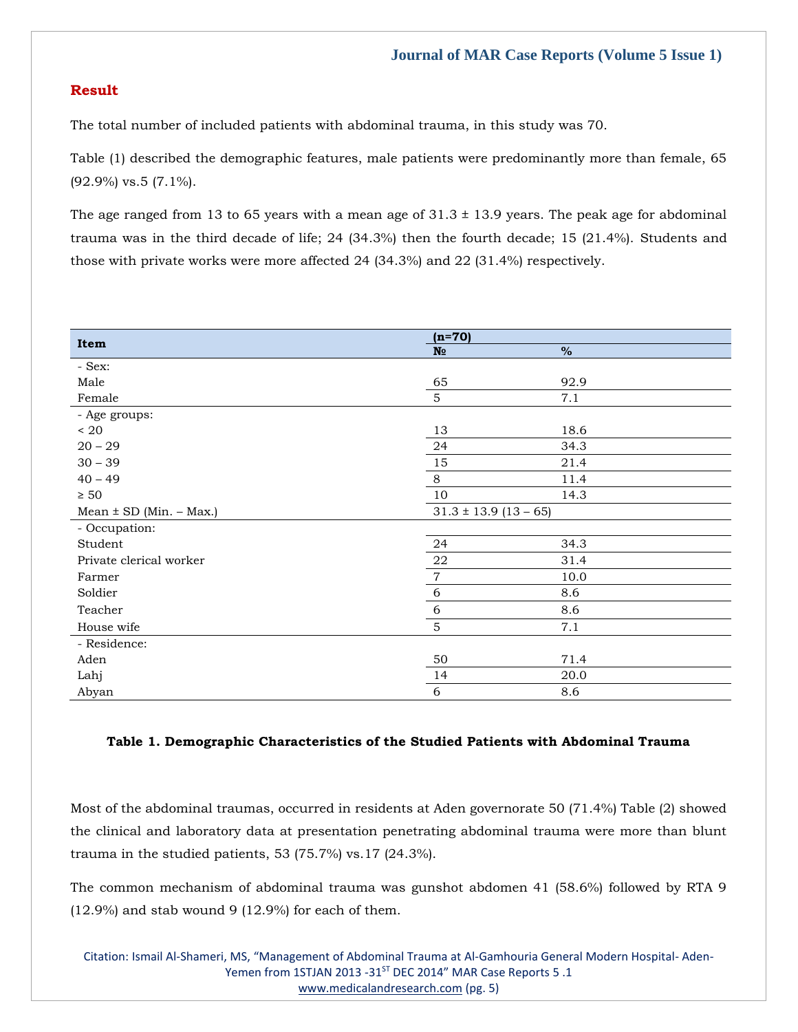## Result

The total number of included patients with abdominal trauma, in this study was 70.

Table (1) described the demographic features, male patients were predominantly more than female, 65 (92.9%) vs.5 (7.1%).

The age ranged from 13 to 65 years with a mean age of 31.3 ± 13.9 years. The peak age for abdominal trauma was in the third decade of life; 24 (34.3%) then the fourth decade; 15 (21.4%). Students and those with private works were more affected 24 (34.3%) and 22 (31.4%) respectively.

| Item | (n=70) | |
|---|---|---|
| | № | % |
| - Sex: | | |
| Male | 65 | 92.9 |
| Female | 5 | 7.1 |
| - Age groups: | | |
| < 20 | 13 | 18.6 |
| 20 – 29 | 24 | 34.3 |
| 30 – 39 | 15 | 21.4 |
| 40 – 49 | 8 | 11.4 |
| ≥ 50 | 10 | 14.3 |
| Mean ± SD (Min. – Max.) | 31.3 ± 13.9 (13 – 65) | |
| - Occupation: | | |
| Student | 24 | 34.3 |
| Private clerical worker | 22 | 31.4 |
| Farmer | 7 | 10.0 |
| Soldier | 6 | 8.6 |
| Teacher | 6 | 8.6 |
| House wife | 5 | 7.1 |
| - Residence: | | |
| Aden | 50 | 71.4 |
| Lahj | 14 | 20.0 |
| Abyan | 6 | 8.6 |

**Table 1. Demographic Characteristics of the Studied Patients with Abdominal Trauma**

Most of the abdominal traumas, occurred in residents at Aden governorate 50 (71.4%) Table (2) showed the clinical and laboratory data at presentation penetrating abdominal trauma were more than blunt trauma in the studied patients, 53 (75.7%) vs.17 (24.3%).

The common mechanism of abdominal trauma was gunshot abdomen 41 (58.6%) followed by RTA 9 (12.9%) and stab wound 9 (12.9%) for each of them.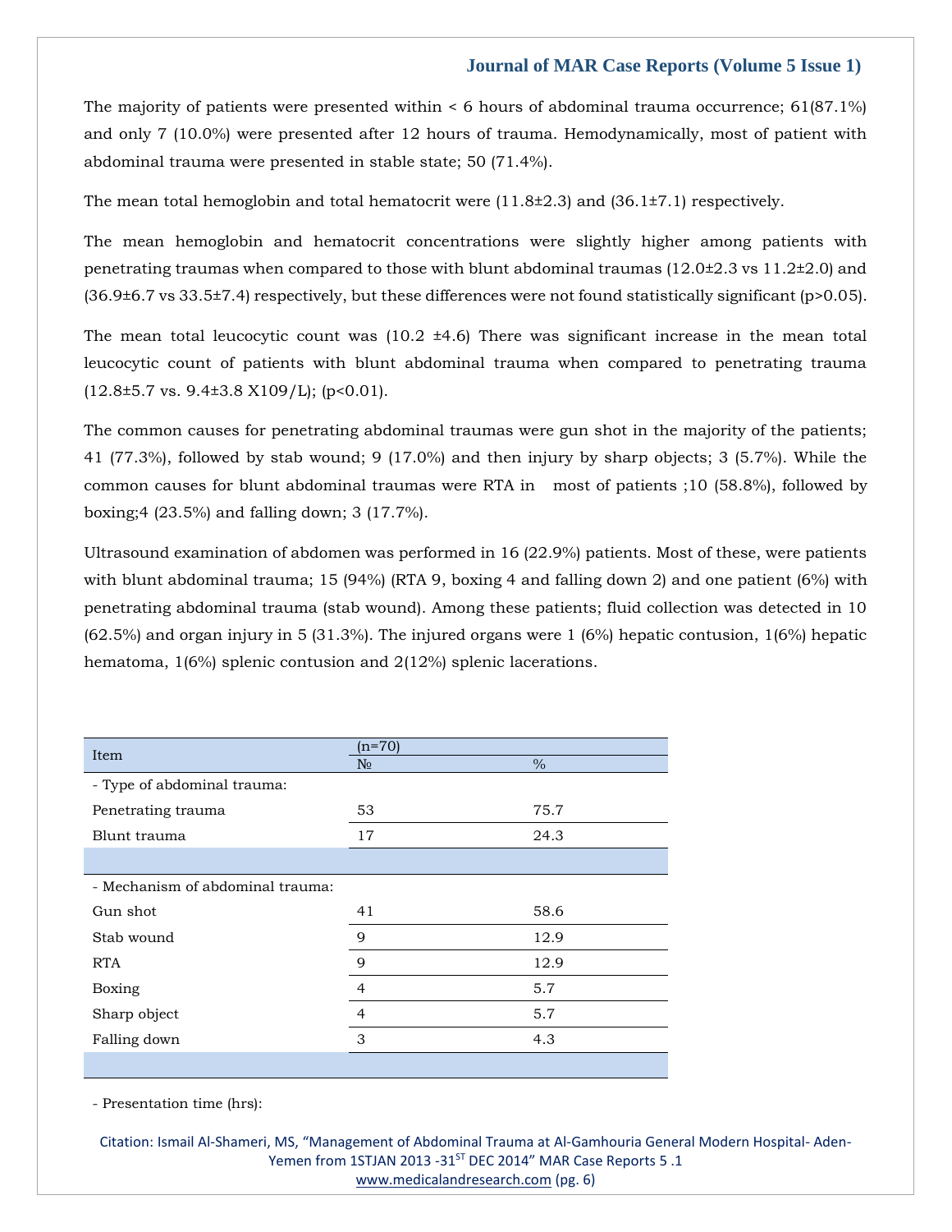The majority of patients were presented within < 6 hours of abdominal trauma occurrence; 61(87.1%) and only 7 (10.0%) were presented after 12 hours of trauma. Hemodynamically, most of patient with abdominal trauma were presented in stable state; 50 (71.4%).

The mean total hemoglobin and total hematocrit were (11.8±2.3) and (36.1±7.1) respectively.

The mean hemoglobin and hematocrit concentrations were slightly higher among patients with penetrating traumas when compared to those with blunt abdominal traumas (12.0±2.3 vs 11.2±2.0) and (36.9±6.7 vs 33.5±7.4) respectively, but these differences were not found statistically significant ($p>0.05$).

The mean total leucocytic count was (10.2 ±4.6) There was significant increase in the mean total leucocytic count of patients with blunt abdominal trauma when compared to penetrating trauma (12.8±5.7 vs. 9.4±3.8 X109/L); ($p<0.01$).

The common causes for penetrating abdominal traumas were gun shot in the majority of the patients; 41 (77.3%), followed by stab wound; 9 (17.0%) and then injury by sharp objects; 3 (5.7%). While the common causes for blunt abdominal traumas were RTA in most of patients ;10 (58.8%), followed by boxing;4 (23.5%) and falling down; 3 (17.7%).

Ultrasound examination of abdomen was performed in 16 (22.9%) patients. Most of these, were patients with blunt abdominal trauma; 15 (94%) (RTA 9, boxing 4 and falling down 2) and one patient (6%) with penetrating abdominal trauma (stab wound). Among these patients; fluid collection was detected in 10 (62.5%) and organ injury in 5 (31.3%). The injured organs were 1 (6%) hepatic contusion, 1(6%) hepatic hematoma, 1(6%) splenic contusion and 2(12%) splenic lacerations.

| Item | (n=70) | |
|---|---|---|
| | № | % |
| - Type of abdominal trauma: | | |
| Penetrating trauma | 53 | 75.7 |
| Blunt trauma | 17 | 24.3 |
| | | |
| - Mechanism of abdominal trauma: | | |
| Gun shot | 41 | 58.6 |
| Stab wound | 9 | 12.9 |
| RTA | 9 | 12.9 |
| Boxing | 4 | 5.7 |
| Sharp object | 4 | 5.7 |
| Falling down | 3 | 4.3 |
| | | |
| - Presentation time (hrs): | | |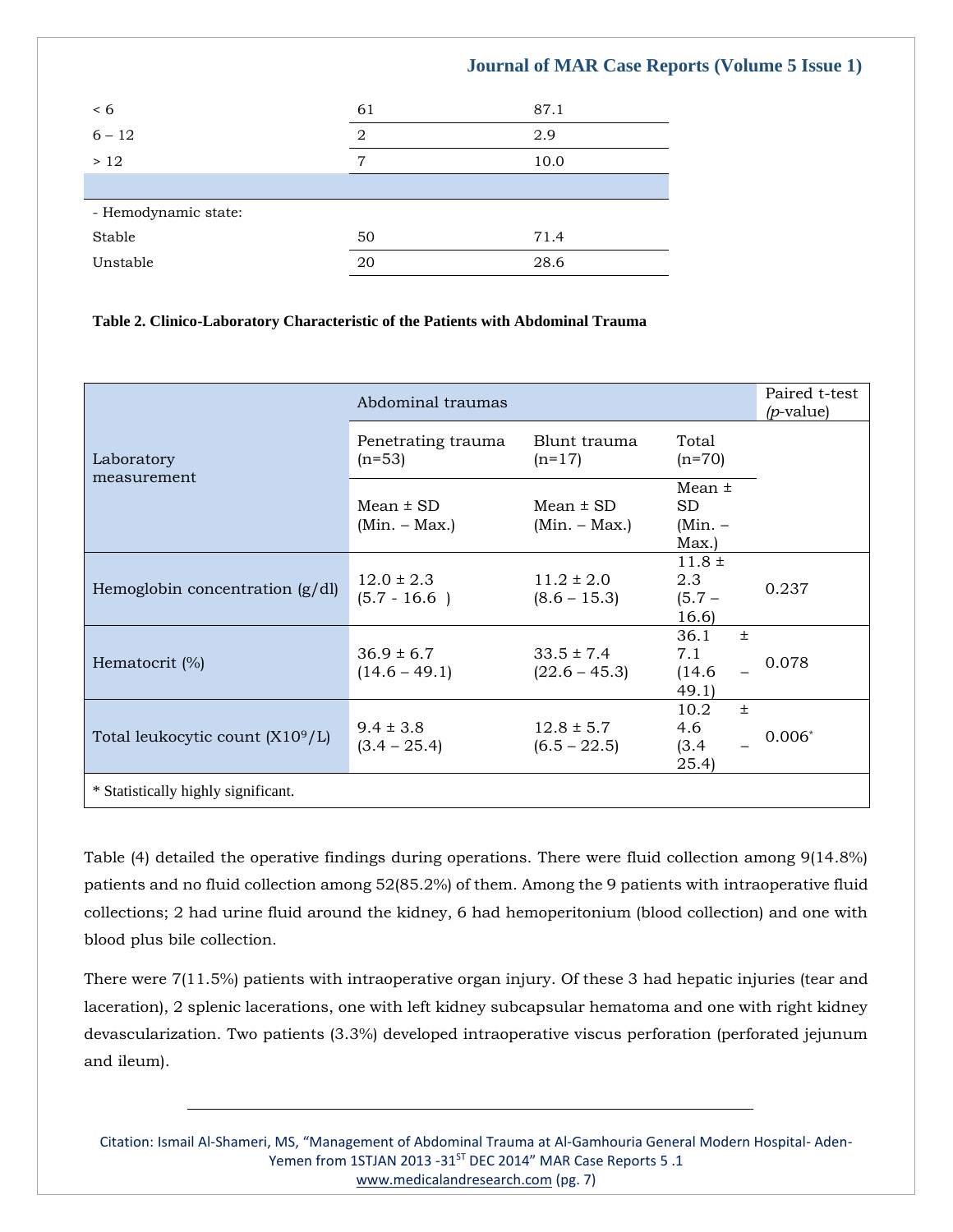| | | |
|---|---|---|
| < 6 | 61 | 87.1 |
| 6 – 12 | 2 | 2.9 |
| > 12 | 7 | 10.0 |
| | | |
| - Hemodynamic state: | | |
| Stable | 50 | 71.4 |
| Unstable | 20 | 28.6 |

**Table 2. Clinico-Laboratory Characteristic of the Patients with Abdominal Trauma**

| Laboratory measurement | Abdominal traumas | | | Paired t-test (*p*-value) |
|---|---|---|---|---|
| | Penetrating trauma (n=53) | Blunt trauma (n=17) | Total (n=70) | |
| | Mean ± SD (Min. – Max.) | Mean ± SD (Min. – Max.) | Mean ± SD (Min. – Max.) | |
| Hemoglobin concentration (g/dl) | 12.0 ± 2.3 (5.7 - 16.6 ) | 11.2 ± 2.0 (8.6 – 15.3) | 11.8 ± 2.3 (5.7 – 16.6) | 0.237 |
| Hematocrit (%) | 36.9 ± 6.7 (14.6 – 49.1) | 33.5 ± 7.4 (22.6 – 45.3) | 36.1 ± 7.1 (14.6 – 49.1) | 0.078 |
| Total leukocytic count (X$10^9$/L) | 9.4 ± 3.8 (3.4 – 25.4) | 12.8 ± 5.7 (6.5 – 22.5) | 10.2 ± 4.6 (3.4 – 25.4) | 0.006* |

* Statistically highly significant.

Table (4) detailed the operative findings during operations. There were fluid collection among 9(14.8%) patients and no fluid collection among 52(85.2%) of them. Among the 9 patients with intraoperative fluid collections; 2 had urine fluid around the kidney, 6 had hemoperitonium (blood collection) and one with blood plus bile collection.

There were 7(11.5%) patients with intraoperative organ injury. Of these 3 had hepatic injuries (tear and laceration), 2 splenic lacerations, one with left kidney subcapsular hematoma and one with right kidney devascularization. Two patients (3.3%) developed intraoperative viscus perforation (perforated jejunum and ileum).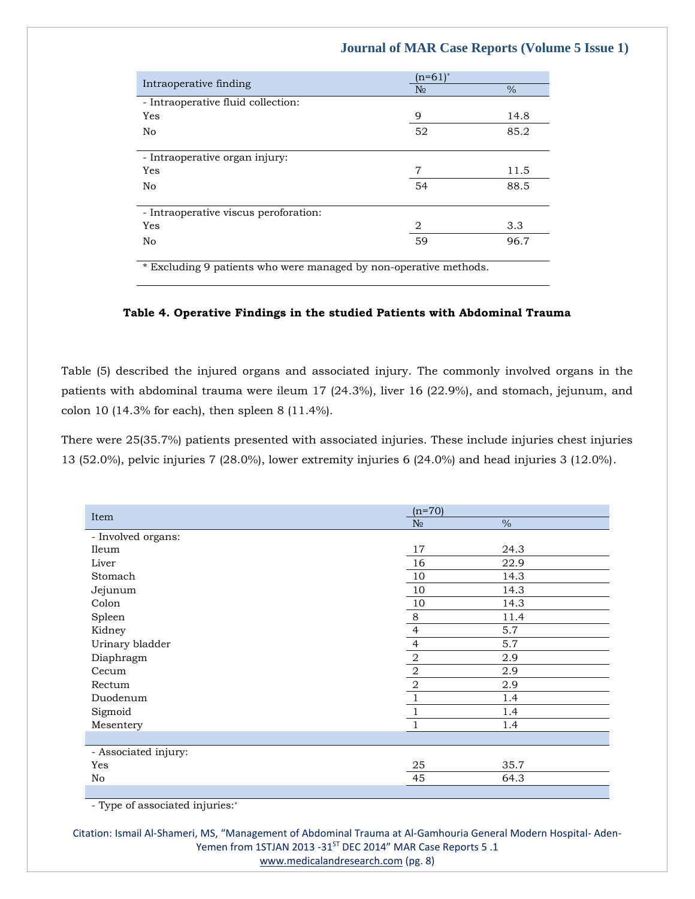| Intraoperative finding | (n=61)* | |
|---|---|---|
| | № | % |
| - Intraoperative fluid collection: | | |
| Yes | 9 | 14.8 |
| No | 52 | 85.2 |
| - Intraoperative organ injury: | | |
| Yes | 7 | 11.5 |
| No | 54 | 88.5 |
| - Intraoperative viscus peroforation: | | |
| Yes | 2 | 3.3 |
| No | 59 | 96.7 |

* Excluding 9 patients who were managed by non-operative methods.

**Table 4. Operative Findings in the studied Patients with Abdominal Trauma**

Table (5) described the injured organs and associated injury. The commonly involved organs in the patients with abdominal trauma were ileum 17 (24.3%), liver 16 (22.9%), and stomach, jejunum, and colon 10 (14.3% for each), then spleen 8 (11.4%).

There were 25(35.7%) patients presented with associated injuries. These include injuries chest injuries 13 (52.0%), pelvic injuries 7 (28.0%), lower extremity injuries 6 (24.0%) and head injuries 3 (12.0%).

| Item | (n=70) | |
|---|---|---|
| | № | % |
| - Involved organs: | | |
| Ileum | 17 | 24.3 |
| Liver | 16 | 22.9 |
| Stomach | 10 | 14.3 |
| Jejunum | 10 | 14.3 |
| Colon | 10 | 14.3 |
| Spleen | 8 | 11.4 |
| Kidney | 4 | 5.7 |
| Urinary bladder | 4 | 5.7 |
| Diaphragm | 2 | 2.9 |
| Cecum | 2 | 2.9 |
| Rectum | 2 | 2.9 |
| Duodenum | 1 | 1.4 |
| Sigmoid | 1 | 1.4 |
| Mesentery | 1 | 1.4 |
| - Associated injury: | | |
| Yes | 25 | 35.7 |
| No | 45 | 64.3 |
| - Type of associated injuries:* | | |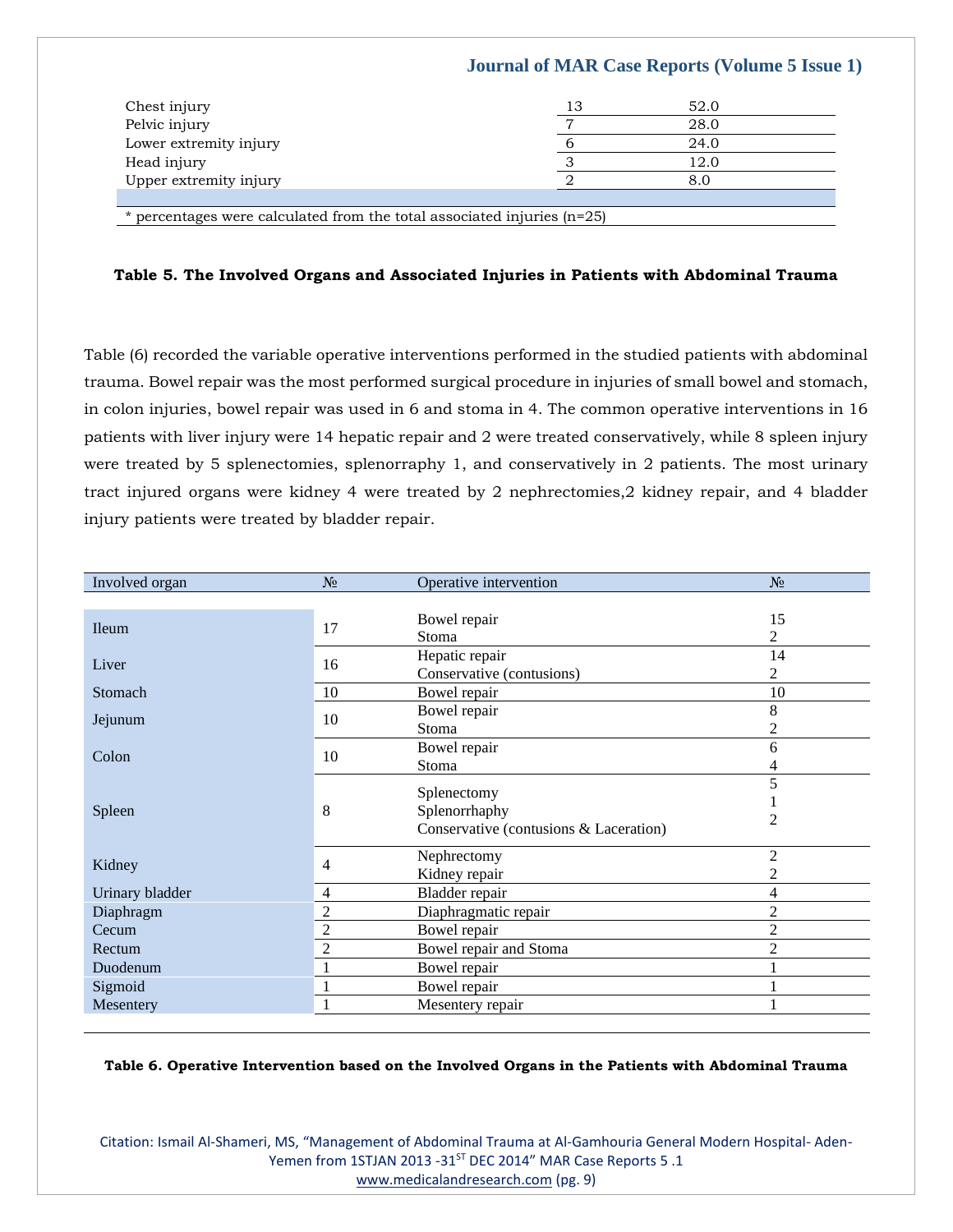| | | |
|---|---|---|
| Chest injury | 13 | 52.0 |
| Pelvic injury | 7 | 28.0 |
| Lower extremity injury | 6 | 24.0 |
| Head injury | 3 | 12.0 |
| Upper extremity injury | 2 | 8.0 |

\* percentages were calculated from the total associated injuries (n=25)

**Table 5. The Involved Organs and Associated Injuries in Patients with Abdominal Trauma**

Table (6) recorded the variable operative interventions performed in the studied patients with abdominal trauma. Bowel repair was the most performed surgical procedure in injuries of small bowel and stomach, in colon injuries, bowel repair was used in 6 and stoma in 4. The common operative interventions in 16 patients with liver injury were 14 hepatic repair and 2 were treated conservatively, while 8 spleen injury were treated by 5 splenectomies, splenorraphy 1, and conservatively in 2 patients. The most urinary tract injured organs were kidney 4 were treated by 2 nephrectomies,2 kidney repair, and 4 bladder injury patients were treated by bladder repair.

| Involved organ | № | Operative intervention | № |
|---|---|---|---|
| Ileum | 17 | Bowel repair<br>Stoma | 15<br>2 |
| Liver | 16 | Hepatic repair<br>Conservative (contusions) | 14<br>2 |
| Stomach | 10 | Bowel repair | 10 |
| Jejunum | 10 | Bowel repair<br>Stoma | 8<br>2 |
| Colon | 10 | Bowel repair<br>Stoma | 6<br>4 |
| Spleen | 8 | Splenectomy<br>Splenorrhaphy<br>Conservative (contusions & Laceration) | 5<br>1<br>2 |
| Kidney | 4 | Nephrectomy<br>Kidney repair | 2<br>2 |
| Urinary bladder | 4 | Bladder repair | 4 |
| Diaphragm | 2 | Diaphragmatic repair | 2 |
| Cecum | 2 | Bowel repair | 2 |
| Rectum | 2 | Bowel repair and Stoma | 2 |
| Duodenum | 1 | Bowel repair | 1 |
| Sigmoid | 1 | Bowel repair | 1 |
| Mesentery | 1 | Mesentery repair | 1 |

**Table 6. Operative Intervention based on the Involved Organs in the Patients with Abdominal Trauma**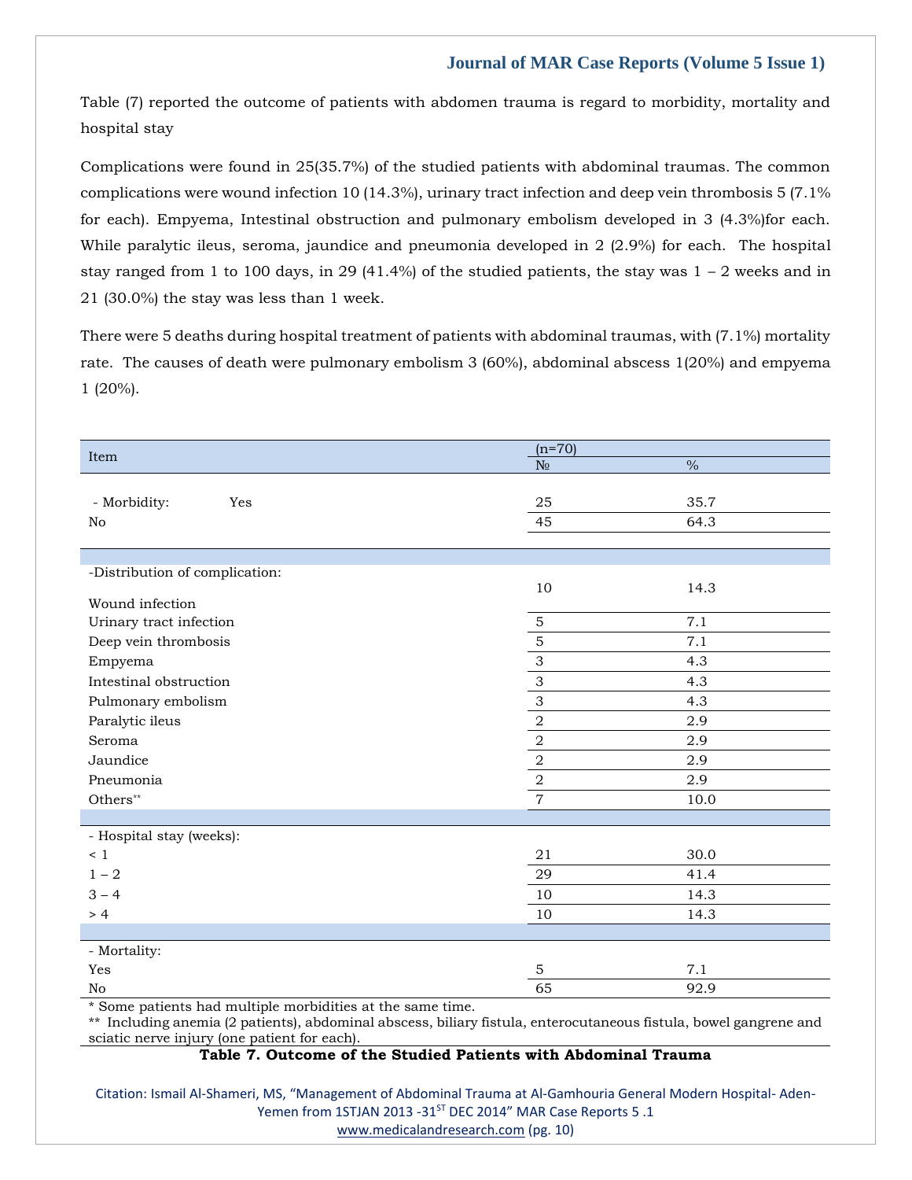Table (7) reported the outcome of patients with abdomen trauma is regard to morbidity, mortality and hospital stay

Complications were found in 25(35.7%) of the studied patients with abdominal traumas. The common complications were wound infection 10 (14.3%), urinary tract infection and deep vein thrombosis 5 (7.1% for each). Empyema, Intestinal obstruction and pulmonary embolism developed in 3 (4.3%)for each. While paralytic ileus, seroma, jaundice and pneumonia developed in 2 (2.9%) for each. The hospital stay ranged from 1 to 100 days, in 29 (41.4%) of the studied patients, the stay was 1 – 2 weeks and in 21 (30.0%) the stay was less than 1 week.

There were 5 deaths during hospital treatment of patients with abdominal traumas, with (7.1%) mortality rate. The causes of death were pulmonary embolism 3 (60%), abdominal abscess 1(20%) and empyema 1 (20%).

| Item | (n=70) | |
|---|---|---|
| | № | % |
| - Morbidity: Yes | 25 | 35.7 |
| No | 45 | 64.3 |
| | | |
| -Distribution of complication: | | |
| Wound infection | 10 | 14.3 |
| Urinary tract infection | 5 | 7.1 |
| Deep vein thrombosis | 5 | 7.1 |
| Empyema | 3 | 4.3 |
| Intestinal obstruction | 3 | 4.3 |
| Pulmonary embolism | 3 | 4.3 |
| Paralytic ileus | 2 | 2.9 |
| Seroma | 2 | 2.9 |
| Jaundice | 2 | 2.9 |
| Pneumonia | 2 | 2.9 |
| Others** | 7 | 10.0 |
| | | |
| - Hospital stay (weeks): | | |
| < 1 | 21 | 30.0 |
| 1 – 2 | 29 | 41.4 |
| 3 – 4 | 10 | 14.3 |
| > 4 | 10 | 14.3 |
| | | |
| - Mortality: | | |
| Yes | 5 | 7.1 |
| No | 65 | 92.9 |

* Some patients had multiple morbidities at the same time.

** Including anemia (2 patients), abdominal abscess, biliary fistula, enterocutaneous fistula, bowel gangrene and sciatic nerve injury (one patient for each).

**Table 7. Outcome of the Studied Patients with Abdominal Trauma**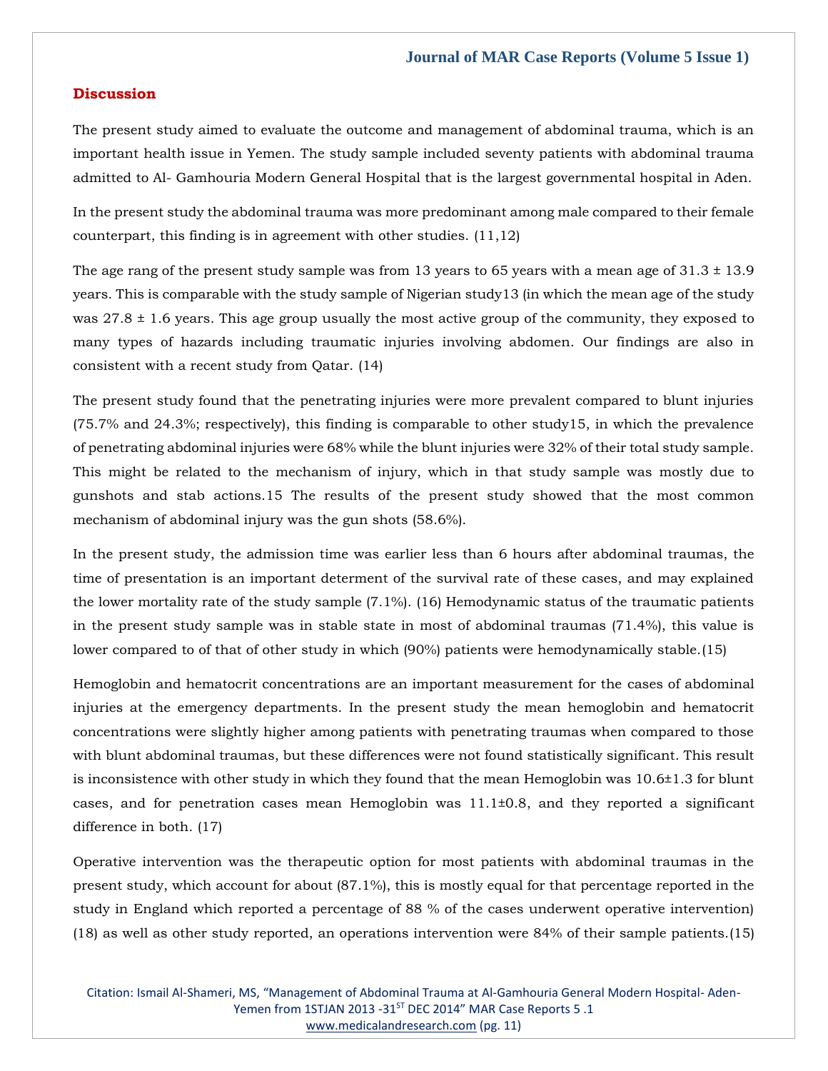## Discussion

The present study aimed to evaluate the outcome and management of abdominal trauma, which is an important health issue in Yemen. The study sample included seventy patients with abdominal trauma admitted to Al- Gamhouria Modern General Hospital that is the largest governmental hospital in Aden.

In the present study the abdominal trauma was more predominant among male compared to their female counterpart, this finding is in agreement with other studies. (11,12)

The age rang of the present study sample was from 13 years to 65 years with a mean age of 31.3 ± 13.9 years. This is comparable with the study sample of Nigerian study13 (in which the mean age of the study was 27.8 ± 1.6 years. This age group usually the most active group of the community, they exposed to many types of hazards including traumatic injuries involving abdomen. Our findings are also in consistent with a recent study from Qatar. (14)

The present study found that the penetrating injuries were more prevalent compared to blunt injuries (75.7% and 24.3%; respectively), this finding is comparable to other study15, in which the prevalence of penetrating abdominal injuries were 68% while the blunt injuries were 32% of their total study sample. This might be related to the mechanism of injury, which in that study sample was mostly due to gunshots and stab actions.15 The results of the present study showed that the most common mechanism of abdominal injury was the gun shots (58.6%).

In the present study, the admission time was earlier less than 6 hours after abdominal traumas, the time of presentation is an important determent of the survival rate of these cases, and may explained the lower mortality rate of the study sample (7.1%). (16) Hemodynamic status of the traumatic patients in the present study sample was in stable state in most of abdominal traumas (71.4%), this value is lower compared to of that of other study in which (90%) patients were hemodynamically stable.(15)

Hemoglobin and hematocrit concentrations are an important measurement for the cases of abdominal injuries at the emergency departments. In the present study the mean hemoglobin and hematocrit concentrations were slightly higher among patients with penetrating traumas when compared to those with blunt abdominal traumas, but these differences were not found statistically significant. This result is inconsistence with other study in which they found that the mean Hemoglobin was 10.6±1.3 for blunt cases, and for penetration cases mean Hemoglobin was 11.1±0.8, and they reported a significant difference in both. (17)

Operative intervention was the therapeutic option for most patients with abdominal traumas in the present study, which account for about (87.1%), this is mostly equal for that percentage reported in the study in England which reported a percentage of 88 % of the cases underwent operative intervention) (18) as well as other study reported, an operations intervention were 84% of their sample patients.(15)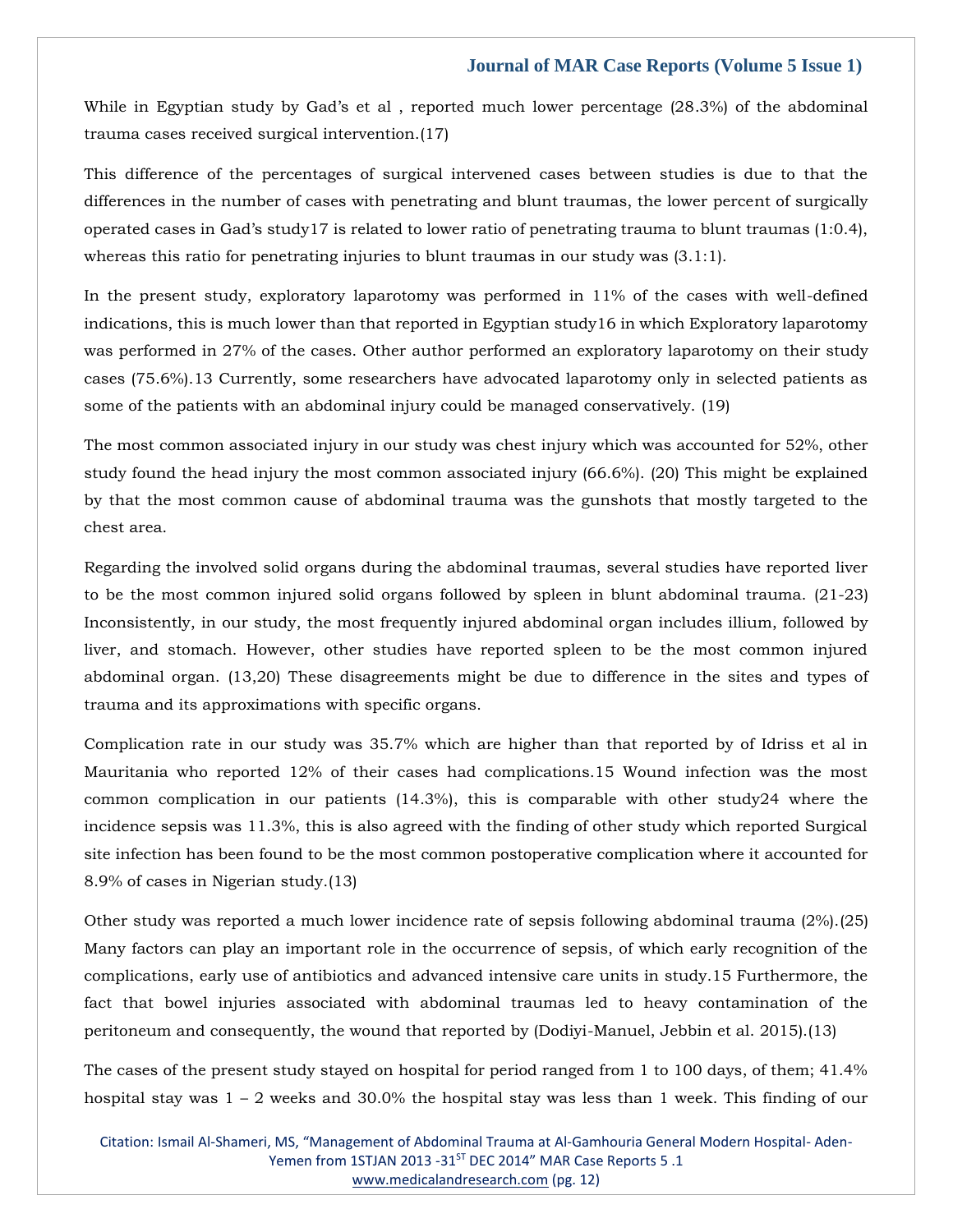While in Egyptian study by Gad's et al , reported much lower percentage (28.3%) of the abdominal trauma cases received surgical intervention.(17)

This difference of the percentages of surgical intervened cases between studies is due to that the differences in the number of cases with penetrating and blunt traumas, the lower percent of surgically operated cases in Gad's study17 is related to lower ratio of penetrating trauma to blunt traumas (1:0.4), whereas this ratio for penetrating injuries to blunt traumas in our study was (3.1:1).

In the present study, exploratory laparotomy was performed in 11% of the cases with well-defined indications, this is much lower than that reported in Egyptian study16 in which Exploratory laparotomy was performed in 27% of the cases. Other author performed an exploratory laparotomy on their study cases (75.6%).13 Currently, some researchers have advocated laparotomy only in selected patients as some of the patients with an abdominal injury could be managed conservatively. (19)

The most common associated injury in our study was chest injury which was accounted for 52%, other study found the head injury the most common associated injury (66.6%). (20) This might be explained by that the most common cause of abdominal trauma was the gunshots that mostly targeted to the chest area.

Regarding the involved solid organs during the abdominal traumas, several studies have reported liver to be the most common injured solid organs followed by spleen in blunt abdominal trauma. (21-23) Inconsistently, in our study, the most frequently injured abdominal organ includes illium, followed by liver, and stomach. However, other studies have reported spleen to be the most common injured abdominal organ. (13,20) These disagreements might be due to difference in the sites and types of trauma and its approximations with specific organs.

Complication rate in our study was 35.7% which are higher than that reported by of Idriss et al in Mauritania who reported 12% of their cases had complications.15 Wound infection was the most common complication in our patients (14.3%), this is comparable with other study24 where the incidence sepsis was 11.3%, this is also agreed with the finding of other study which reported Surgical site infection has been found to be the most common postoperative complication where it accounted for 8.9% of cases in Nigerian study.(13)

Other study was reported a much lower incidence rate of sepsis following abdominal trauma (2%).(25) Many factors can play an important role in the occurrence of sepsis, of which early recognition of the complications, early use of antibiotics and advanced intensive care units in study.15 Furthermore, the fact that bowel injuries associated with abdominal traumas led to heavy contamination of the peritoneum and consequently, the wound that reported by (Dodiyi-Manuel, Jebbin et al. 2015).(13)

The cases of the present study stayed on hospital for period ranged from 1 to 100 days, of them; 41.4% hospital stay was 1 – 2 weeks and 30.0% the hospital stay was less than 1 week. This finding of our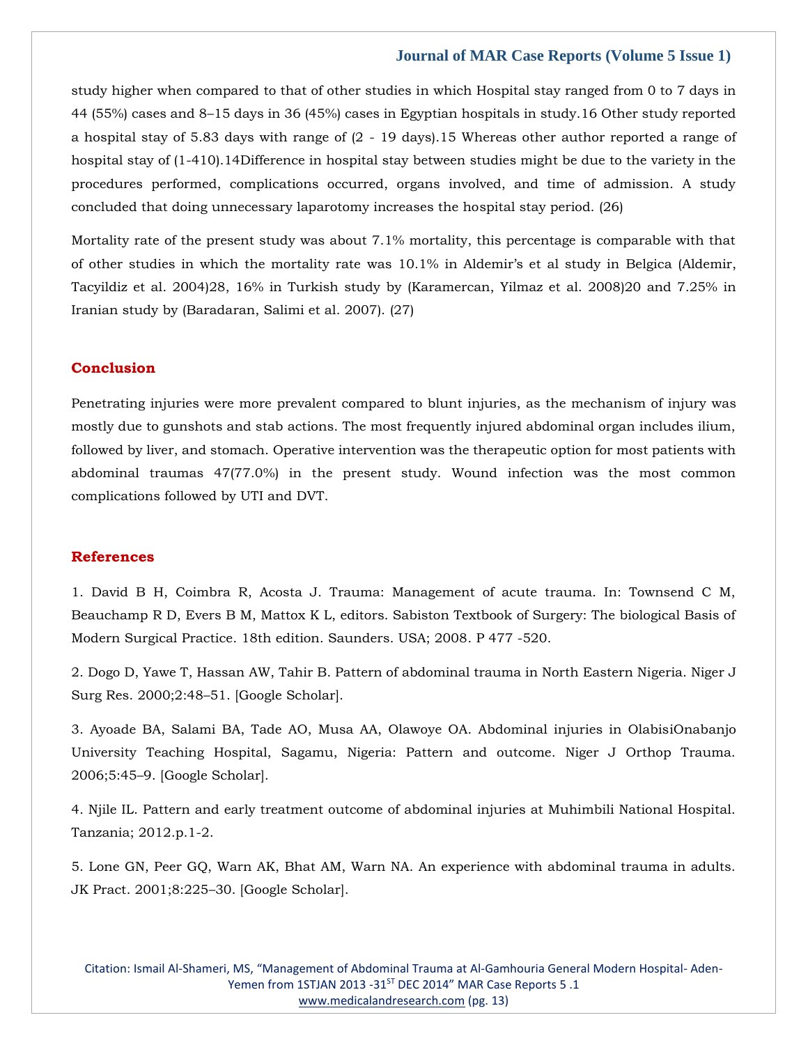study higher when compared to that of other studies in which Hospital stay ranged from 0 to 7 days in 44 (55%) cases and 8–15 days in 36 (45%) cases in Egyptian hospitals in study.16 Other study reported a hospital stay of 5.83 days with range of (2 - 19 days).15 Whereas other author reported a range of hospital stay of (1-410).14Difference in hospital stay between studies might be due to the variety in the procedures performed, complications occurred, organs involved, and time of admission. A study concluded that doing unnecessary laparotomy increases the hospital stay period. (26)

Mortality rate of the present study was about 7.1% mortality, this percentage is comparable with that of other studies in which the mortality rate was 10.1% in Aldemir's et al study in Belgica (Aldemir, Tacyildiz et al. 2004)28, 16% in Turkish study by (Karamercan, Yilmaz et al. 2008)20 and 7.25% in Iranian study by (Baradaran, Salimi et al. 2007). (27)

## Conclusion

Penetrating injuries were more prevalent compared to blunt injuries, as the mechanism of injury was mostly due to gunshots and stab actions. The most frequently injured abdominal organ includes ilium, followed by liver, and stomach. Operative intervention was the therapeutic option for most patients with abdominal traumas 47(77.0%) in the present study. Wound infection was the most common complications followed by UTI and DVT.

## References

1. David B H, Coimbra R, Acosta J. Trauma: Management of acute trauma. In: Townsend C M, Beauchamp R D, Evers B M, Mattox K L, editors. Sabiston Textbook of Surgery: The biological Basis of Modern Surgical Practice. 18th edition. Saunders. USA; 2008. P 477 -520.

2. Dogo D, Yawe T, Hassan AW, Tahir B. Pattern of abdominal trauma in North Eastern Nigeria. Niger J Surg Res. 2000;2:48–51. [Google Scholar].

3. Ayoade BA, Salami BA, Tade AO, Musa AA, Olawoye OA. Abdominal injuries in OlabisiOnabanjo University Teaching Hospital, Sagamu, Nigeria: Pattern and outcome. Niger J Orthop Trauma. 2006;5:45–9. [Google Scholar].

4. Njile IL. Pattern and early treatment outcome of abdominal injuries at Muhimbili National Hospital. Tanzania; 2012.p.1-2.

5. Lone GN, Peer GQ, Warn AK, Bhat AM, Warn NA. An experience with abdominal trauma in adults. JK Pract. 2001;8:225–30. [Google Scholar].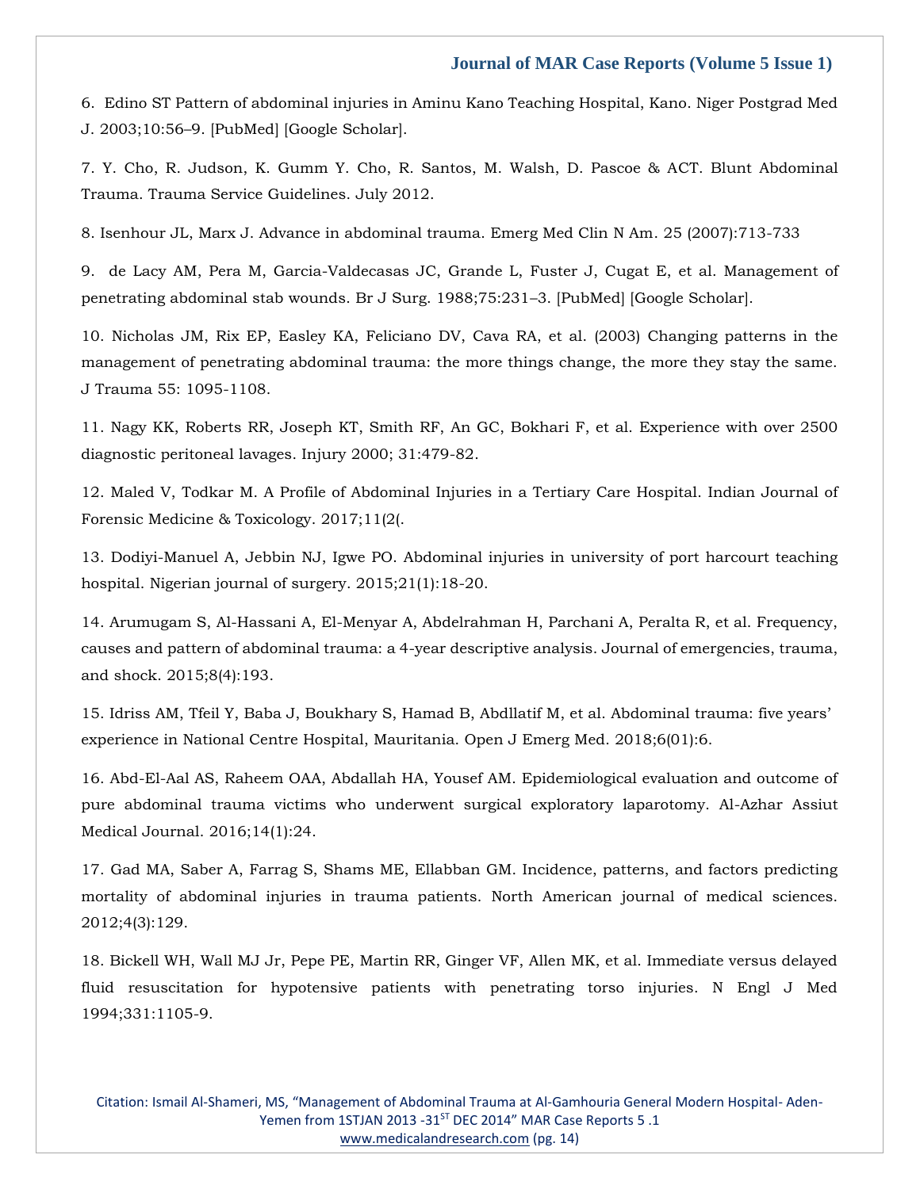6. Edino ST Pattern of abdominal injuries in Aminu Kano Teaching Hospital, Kano. Niger Postgrad Med J. 2003;10:56–9. [PubMed] [Google Scholar].

7. Y. Cho, R. Judson, K. Gumm Y. Cho, R. Santos, M. Walsh, D. Pascoe & ACT. Blunt Abdominal Trauma. Trauma Service Guidelines. July 2012.

8. Isenhour JL, Marx J. Advance in abdominal trauma. Emerg Med Clin N Am. 25 (2007):713-733

9. de Lacy AM, Pera M, Garcia-Valdecasas JC, Grande L, Fuster J, Cugat E, et al. Management of penetrating abdominal stab wounds. Br J Surg. 1988;75:231–3. [PubMed] [Google Scholar].

10. Nicholas JM, Rix EP, Easley KA, Feliciano DV, Cava RA, et al. (2003) Changing patterns in the management of penetrating abdominal trauma: the more things change, the more they stay the same. J Trauma 55: 1095-1108.

11. Nagy KK, Roberts RR, Joseph KT, Smith RF, An GC, Bokhari F, et al. Experience with over 2500 diagnostic peritoneal lavages. Injury 2000; 31:479-82.

12. Maled V, Todkar M. A Profile of Abdominal Injuries in a Tertiary Care Hospital. Indian Journal of Forensic Medicine & Toxicology. 2017;11(2(.

13. Dodiyi-Manuel A, Jebbin NJ, Igwe PO. Abdominal injuries in university of port harcourt teaching hospital. Nigerian journal of surgery. 2015;21(1):18-20.

14. Arumugam S, Al-Hassani A, El-Menyar A, Abdelrahman H, Parchani A, Peralta R, et al. Frequency, causes and pattern of abdominal trauma: a 4-year descriptive analysis. Journal of emergencies, trauma, and shock. 2015;8(4):193.

15. Idriss AM, Tfeil Y, Baba J, Boukhary S, Hamad B, Abdllatif M, et al. Abdominal trauma: five years' experience in National Centre Hospital, Mauritania. Open J Emerg Med. 2018;6(01):6.

16. Abd-El-Aal AS, Raheem OAA, Abdallah HA, Yousef AM. Epidemiological evaluation and outcome of pure abdominal trauma victims who underwent surgical exploratory laparotomy. Al-Azhar Assiut Medical Journal. 2016;14(1):24.

17. Gad MA, Saber A, Farrag S, Shams ME, Ellabban GM. Incidence, patterns, and factors predicting mortality of abdominal injuries in trauma patients. North American journal of medical sciences. 2012;4(3):129.

18. Bickell WH, Wall MJ Jr, Pepe PE, Martin RR, Ginger VF, Allen MK, et al. Immediate versus delayed fluid resuscitation for hypotensive patients with penetrating torso injuries. N Engl J Med 1994;331:1105-9.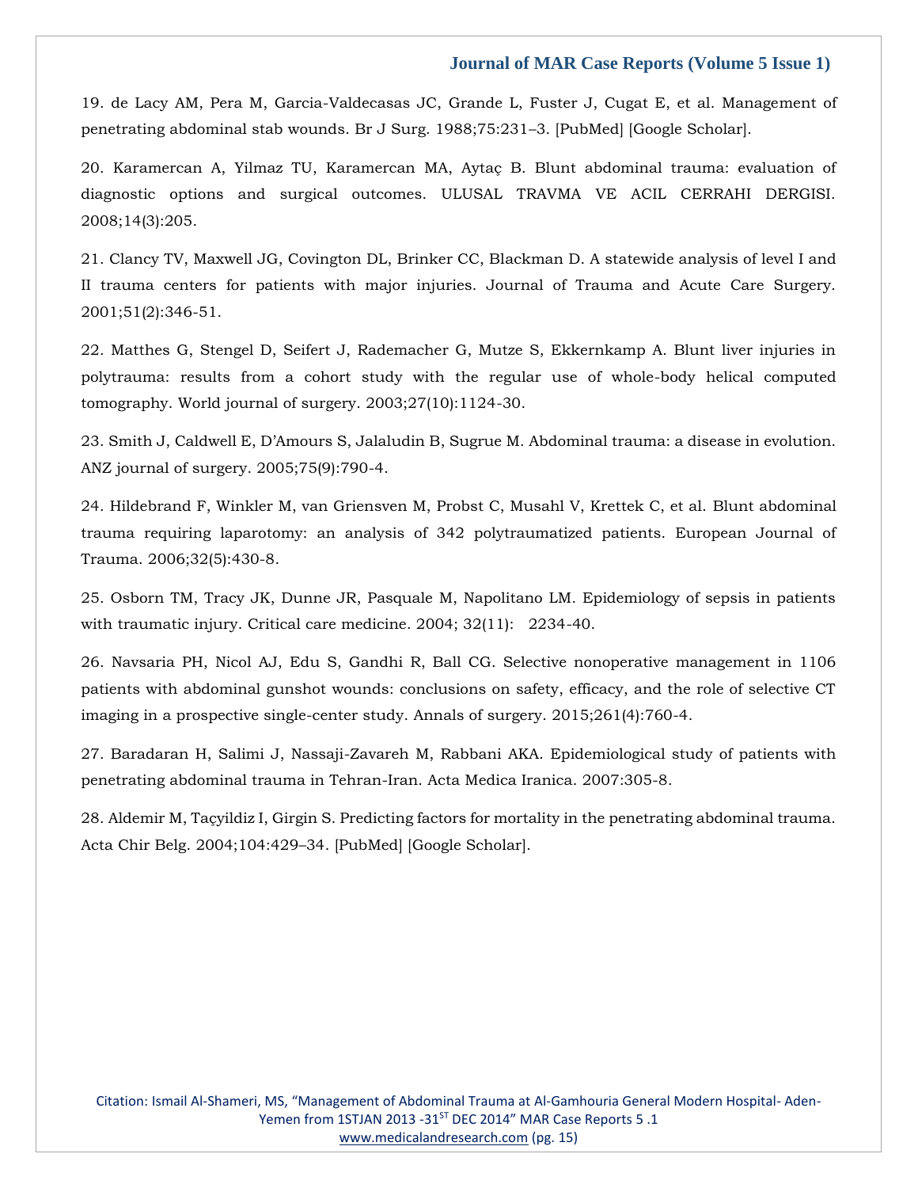19. de Lacy AM, Pera M, Garcia-Valdecasas JC, Grande L, Fuster J, Cugat E, et al. Management of penetrating abdominal stab wounds. Br J Surg. 1988;75:231–3. [PubMed] [Google Scholar].

20. Karamercan A, Yilmaz TU, Karamercan MA, Aytaç B. Blunt abdominal trauma: evaluation of diagnostic options and surgical outcomes. ULUSAL TRAVMA VE ACIL CERRAHI DERGISI. 2008;14(3):205.

21. Clancy TV, Maxwell JG, Covington DL, Brinker CC, Blackman D. A statewide analysis of level I and II trauma centers for patients with major injuries. Journal of Trauma and Acute Care Surgery. 2001;51(2):346-51.

22. Matthes G, Stengel D, Seifert J, Rademacher G, Mutze S, Ekkernkamp A. Blunt liver injuries in polytrauma: results from a cohort study with the regular use of whole-body helical computed tomography. World journal of surgery. 2003;27(10):1124-30.

23. Smith J, Caldwell E, D'Amours S, Jalaludin B, Sugrue M. Abdominal trauma: a disease in evolution. ANZ journal of surgery. 2005;75(9):790-4.

24. Hildebrand F, Winkler M, van Griensven M, Probst C, Musahl V, Krettek C, et al. Blunt abdominal trauma requiring laparotomy: an analysis of 342 polytraumatized patients. European Journal of Trauma. 2006;32(5):430-8.

25. Osborn TM, Tracy JK, Dunne JR, Pasquale M, Napolitano LM. Epidemiology of sepsis in patients with traumatic injury. Critical care medicine. 2004; 32(11): 2234-40.

26. Navsaria PH, Nicol AJ, Edu S, Gandhi R, Ball CG. Selective nonoperative management in 1106 patients with abdominal gunshot wounds: conclusions on safety, efficacy, and the role of selective CT imaging in a prospective single-center study. Annals of surgery. 2015;261(4):760-4.

27. Baradaran H, Salimi J, Nassaji-Zavareh M, Rabbani AKA. Epidemiological study of patients with penetrating abdominal trauma in Tehran-Iran. Acta Medica Iranica. 2007:305-8.

28. Aldemir M, Taçyildiz I, Girgin S. Predicting factors for mortality in the penetrating abdominal trauma. Acta Chir Belg. 2004;104:429–34. [PubMed] [Google Scholar].